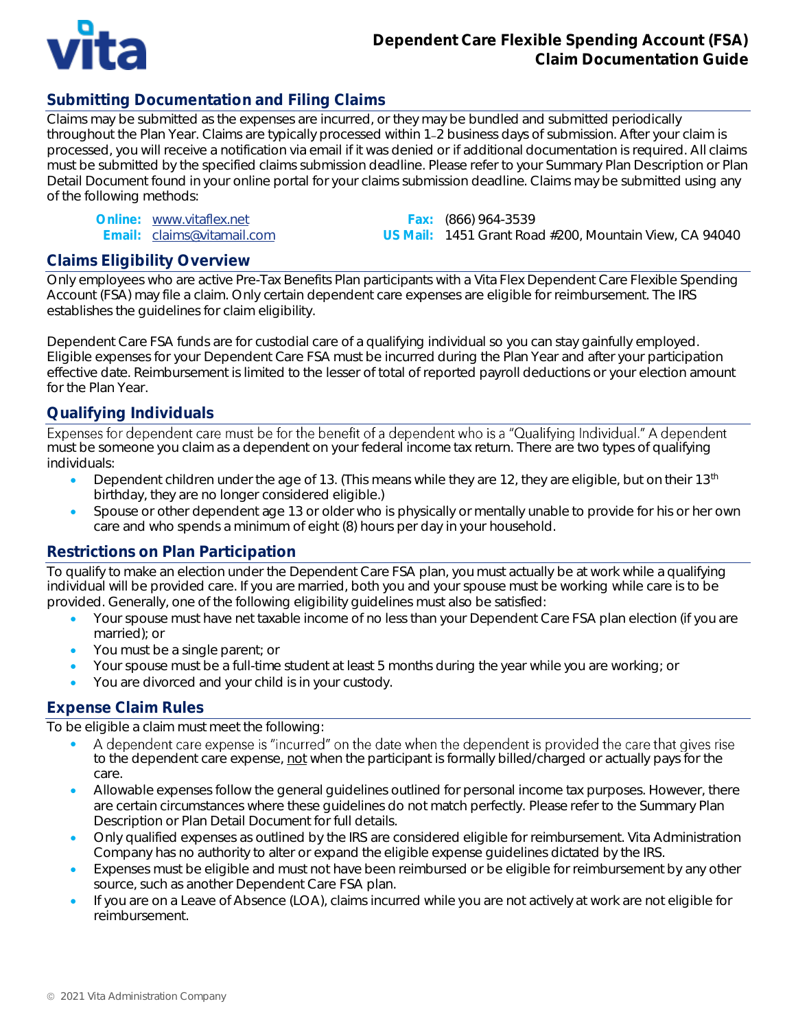# Dependent Care Flexible Spending Account (FSA) Claim Documentation Guide

## Submitting Documentation and Filing Claims

Claims may be submitted as the expenses are incurred, or they may be bundled and submitted periodically throughout the Plan Year. Claims are typically processed within 1–2 business days of submission. After your claim is processed, you will receive a notification via email if it was denied or if additional documentation is required. All claims must be submitted by the specified claims submission deadline. Please refer to your Summary Plan Description or Plan Detail Document found in your online portal for your claims submission deadline. Claims may be submitted using any of the following methods:

**Online:** www.vitaflex.net
**Email:** claims@vitamail.com
**Fax:** (866) 964-3539
**US Mail:** 1451 Grant Road #200, Mountain View, CA 94040

## Claims Eligibility Overview

Only employees who are active Pre-Tax Benefits Plan participants with a Vita Flex Dependent Care Flexible Spending Account (FSA) may file a claim. Only certain dependent care expenses are eligible for reimbursement. The IRS establishes the guidelines for claim eligibility.

Dependent Care FSA funds are for custodial care of a qualifying individual so you can stay gainfully employed. Eligible expenses for your Dependent Care FSA must be incurred during the Plan Year and after your participation effective date. Reimbursement is limited to the lesser of total of reported payroll deductions or your election amount for the Plan Year.

## Qualifying Individuals

Expenses for dependent care must be for the benefit of a dependent who is a "Qualifying Individual." A dependent must be someone you claim as a dependent on your federal income tax return. There are two types of qualifying individuals:

- Dependent children under the age of 13. (This means while they are 12, they are eligible, but on their 13th birthday, they are no longer considered eligible.)
- Spouse or other dependent age 13 or older who is physically or mentally unable to provide for his or her own care and who spends a minimum of eight (8) hours per day in your household.

## Restrictions on Plan Participation

To qualify to make an election under the Dependent Care FSA plan, you must actually be at work while a qualifying individual will be provided care. If you are married, both you and your spouse must be working while care is to be provided. Generally, one of the following eligibility guidelines must also be satisfied:

- Your spouse must have net taxable income of no less than your Dependent Care FSA plan election (if you are married); or
- You must be a single parent; or
- Your spouse must be a full-time student at least 5 months during the year while you are working; or
- You are divorced and your child is in your custody.

## Expense Claim Rules

To be eligible a claim must meet the following:

- A dependent care expense is "incurred" on the date when the dependent is provided the care that gives rise to the dependent care expense, <u>not</u> when the participant is formally billed/charged or actually pays for the care.
- Allowable expenses follow the general guidelines outlined for personal income tax purposes. However, there are certain circumstances where these guidelines do not match perfectly. Please refer to the Summary Plan Description or Plan Detail Document for full details.
- Only qualified expenses as outlined by the IRS are considered eligible for reimbursement. Vita Administration Company has no authority to alter or expand the eligible expense guidelines dictated by the IRS.
- Expenses must be eligible and must not have been reimbursed or be eligible for reimbursement by any other source, such as another Dependent Care FSA plan.
- If you are on a Leave of Absence (LOA), claims incurred while you are not actively at work are not eligible for reimbursement.

© 2021 Vita Administration Company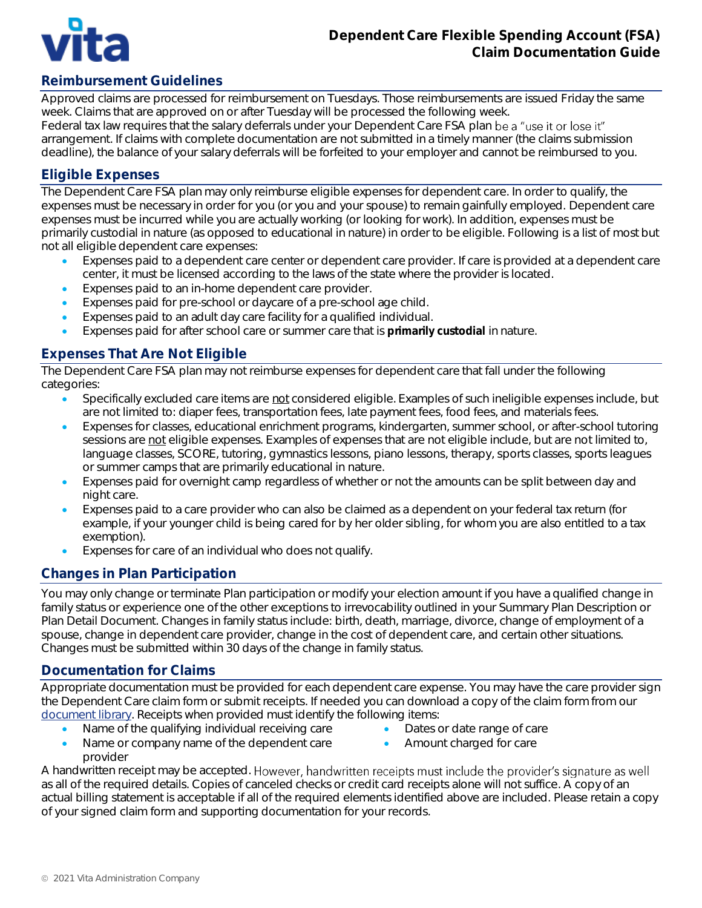# Dependent Care Flexible Spending Account (FSA) Claim Documentation Guide

## Reimbursement Guidelines

Approved claims are processed for reimbursement on Tuesdays. Those reimbursements are issued Friday the same week. Claims that are approved on or after Tuesday will be processed the following week.
Federal tax law requires that the salary deferrals under your Dependent Care FSA plan be a "use it or lose it" arrangement. If claims with complete documentation are not submitted in a timely manner (the claims submission deadline), the balance of your salary deferrals will be forfeited to your employer and cannot be reimbursed to you.

## Eligible Expenses

The Dependent Care FSA plan may only reimburse eligible expenses for dependent care. In order to qualify, the expenses must be necessary in order for you (or you and your spouse) to remain gainfully employed. Dependent care expenses must be incurred while you are actually working (or looking for work). In addition, expenses must be primarily custodial in nature (as opposed to educational in nature) in order to be eligible. Following is a list of most but not all eligible dependent care expenses:

- Expenses paid to a dependent care center or dependent care provider. If care is provided at a dependent care center, it must be licensed according to the laws of the state where the provider is located.
- Expenses paid to an in-home dependent care provider.
- Expenses paid for pre-school or daycare of a pre-school age child.
- Expenses paid to an adult day care facility for a qualified individual.
- Expenses paid for after school care or summer care that is **primarily custodial** in nature.

## Expenses That Are Not Eligible

The Dependent Care FSA plan may not reimburse expenses for dependent care that fall under the following categories:

- Specifically excluded care items are <u>not</u> considered eligible. Examples of such ineligible expenses include, but are not limited to: diaper fees, transportation fees, late payment fees, food fees, and materials fees.
- Expenses for classes, educational enrichment programs, kindergarten, summer school, or after-school tutoring sessions are <u>not</u> eligible expenses. Examples of expenses that are not eligible include, but are not limited to, language classes, SCORE, tutoring, gymnastics lessons, piano lessons, therapy, sports classes, sports leagues or summer camps that are primarily educational in nature.
- Expenses paid for overnight camp regardless of whether or not the amounts can be split between day and night care.
- Expenses paid to a care provider who can also be claimed as a dependent on your federal tax return (for example, if your younger child is being cared for by her older sibling, for whom you are also entitled to a tax exemption).
- Expenses for care of an individual who does not qualify.

## Changes in Plan Participation

You may only change or terminate Plan participation or modify your election amount if you have a qualified change in family status or experience one of the other exceptions to irrevocability outlined in your Summary Plan Description or Plan Detail Document. Changes in family status include: birth, death, marriage, divorce, change of employment of a spouse, change in dependent care provider, change in the cost of dependent care, and certain other situations. Changes must be submitted within 30 days of the change in family status.

## Documentation for Claims

Appropriate documentation must be provided for each dependent care expense. You may have the care provider sign the Dependent Care claim form or submit receipts. If needed you can download a copy of the claim form from our [document library](). Receipts when provided must identify the following items:

- Name of the qualifying individual receiving care
- Name or company name of the dependent care provider
- Dates or date range of care
- Amount charged for care

A handwritten receipt may be accepted. However, handwritten receipts must include the provider's signature as well as all of the required details. Copies of canceled checks or credit card receipts alone will not suffice. A copy of an actual billing statement is acceptable if all of the required elements identified above are included. Please retain a copy of your signed claim form and supporting documentation for your records.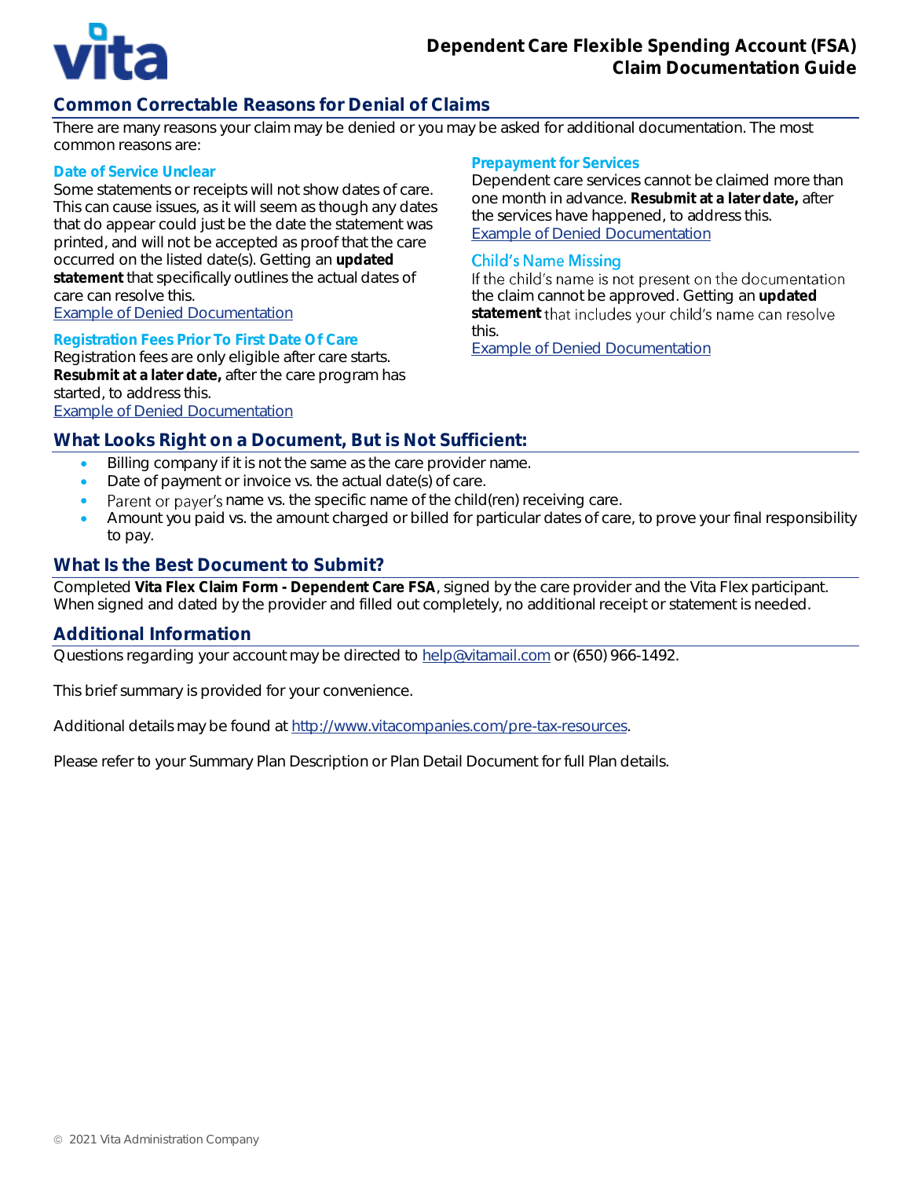# Dependent Care Flexible Spending Account (FSA) Claim Documentation Guide

## Common Correctable Reasons for Denial of Claims

There are many reasons your claim may be denied or you may be asked for additional documentation. The most common reasons are:

### Date of Service Unclear

Some statements or receipts will not show dates of care. This can cause issues, as it will seem as though any dates that do appear could just be the date the statement was printed, and will not be accepted as proof that the care occurred on the listed date(s). Getting an **updated statement** that specifically outlines the actual dates of care can resolve this.

Example of Denied Documentation

### Registration Fees Prior To First Date Of Care

Registration fees are only eligible after care starts. **Resubmit at a later date,** after the care program has started, to address this.

Example of Denied Documentation

### Prepayment for Services

Dependent care services cannot be claimed more than one month in advance. **Resubmit at a later date,** after the services have happened, to address this.

Example of Denied Documentation

### Child's Name Missing

If the child's name is not present on the documentation the claim cannot be approved. Getting an **updated statement** that includes your child's name can resolve this.

Example of Denied Documentation

## What Looks Right on a Document, But is Not Sufficient:

- Billing company if it is not the same as the care provider name.
- Date of payment or invoice vs. the actual date(s) of care.
- Parent or payer's name vs. the specific name of the child(ren) receiving care.
- Amount you paid vs. the amount charged or billed for particular dates of care, to prove your final responsibility to pay.

## What Is the Best Document to Submit?

Completed **Vita Flex Claim Form - Dependent Care FSA**, signed by the care provider and the Vita Flex participant. When signed and dated by the provider and filled out completely, no additional receipt or statement is needed.

## Additional Information

Questions regarding your account may be directed to help@vitamail.com or (650) 966-1492.

This brief summary is provided for your convenience.

Additional details may be found at http://www.vitacompanies.com/pre-tax-resources.

Please refer to your Summary Plan Description or Plan Detail Document for full Plan details.

© 2021 Vita Administration Company